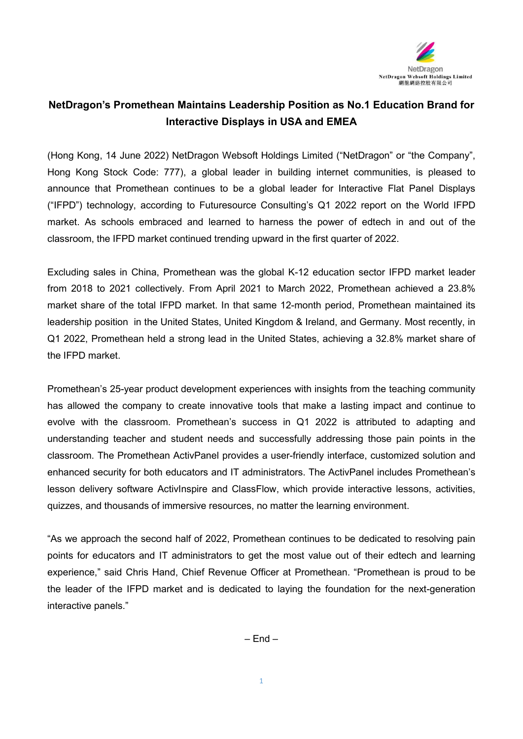NetDragon
NetDragon Websoft Holdings Limited
網龍網絡控股有限公司

# NetDragon's Promethean Maintains Leadership Position as No.1 Education Brand for Interactive Displays in USA and EMEA

(Hong Kong, 14 June 2022) NetDragon Websoft Holdings Limited ("NetDragon" or "the Company", Hong Kong Stock Code: 777), a global leader in building internet communities, is pleased to announce that Promethean continues to be a global leader for Interactive Flat Panel Displays ("IFPD") technology, according to Futuresource Consulting's Q1 2022 report on the World IFPD market. As schools embraced and learned to harness the power of edtech in and out of the classroom, the IFPD market continued trending upward in the first quarter of 2022.

Excluding sales in China, Promethean was the global K-12 education sector IFPD market leader from 2018 to 2021 collectively. From April 2021 to March 2022, Promethean achieved a 23.8% market share of the total IFPD market. In that same 12-month period, Promethean maintained its leadership position in the United States, United Kingdom & Ireland, and Germany. Most recently, in Q1 2022, Promethean held a strong lead in the United States, achieving a 32.8% market share of the IFPD market.

Promethean's 25-year product development experiences with insights from the teaching community has allowed the company to create innovative tools that make a lasting impact and continue to evolve with the classroom. Promethean's success in Q1 2022 is attributed to adapting and understanding teacher and student needs and successfully addressing those pain points in the classroom. The Promethean ActivPanel provides a user-friendly interface, customized solution and enhanced security for both educators and IT administrators. The ActivPanel includes Promethean's lesson delivery software ActivInspire and ClassFlow, which provide interactive lessons, activities, quizzes, and thousands of immersive resources, no matter the learning environment.

"As we approach the second half of 2022, Promethean continues to be dedicated to resolving pain points for educators and IT administrators to get the most value out of their edtech and learning experience," said Chris Hand, Chief Revenue Officer at Promethean. "Promethean is proud to be the leader of the IFPD market and is dedicated to laying the foundation for the next-generation interactive panels."

– End –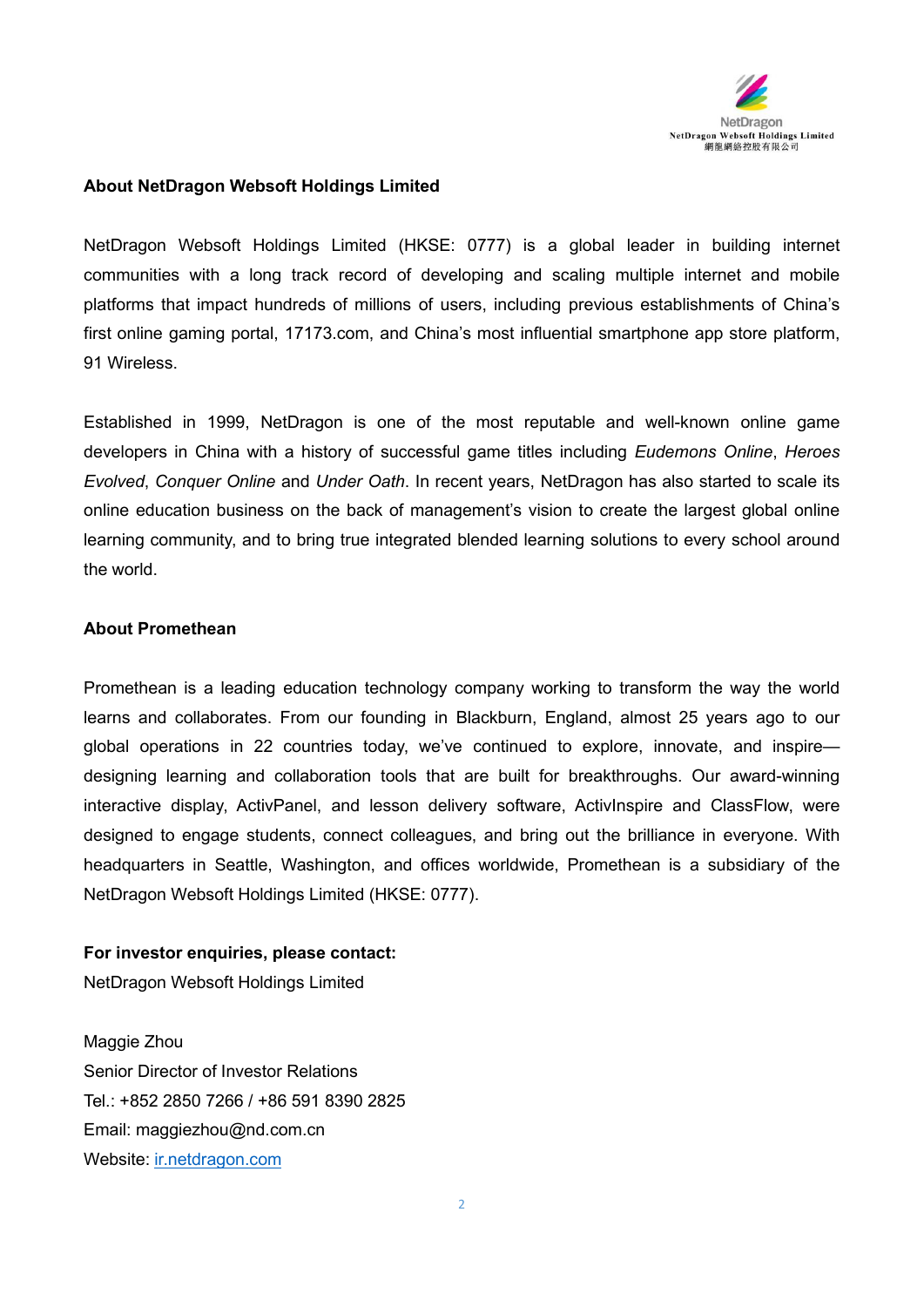## About NetDragon Websoft Holdings Limited

NetDragon Websoft Holdings Limited (HKSE: 0777) is a global leader in building internet communities with a long track record of developing and scaling multiple internet and mobile platforms that impact hundreds of millions of users, including previous establishments of China's first online gaming portal, 17173.com, and China's most influential smartphone app store platform, 91 Wireless.

Established in 1999, NetDragon is one of the most reputable and well-known online game developers in China with a history of successful game titles including *Eudemons Online*, *Heroes Evolved*, *Conquer Online* and *Under Oath*. In recent years, NetDragon has also started to scale its online education business on the back of management's vision to create the largest global online learning community, and to bring true integrated blended learning solutions to every school around the world.

## About Promethean

Promethean is a leading education technology company working to transform the way the world learns and collaborates. From our founding in Blackburn, England, almost 25 years ago to our global operations in 22 countries today, we've continued to explore, innovate, and inspire—designing learning and collaboration tools that are built for breakthroughs. Our award-winning interactive display, ActivPanel, and lesson delivery software, ActivInspire and ClassFlow, were designed to engage students, connect colleagues, and bring out the brilliance in everyone. With headquarters in Seattle, Washington, and offices worldwide, Promethean is a subsidiary of the NetDragon Websoft Holdings Limited (HKSE: 0777).

**For investor enquiries, please contact:**
NetDragon Websoft Holdings Limited

Maggie Zhou
Senior Director of Investor Relations
Tel.: +852 2850 7266 / +86 591 8390 2825
Email: maggiezhou@nd.com.cn
Website: [ir.netdragon.com](ir.netdragon.com)